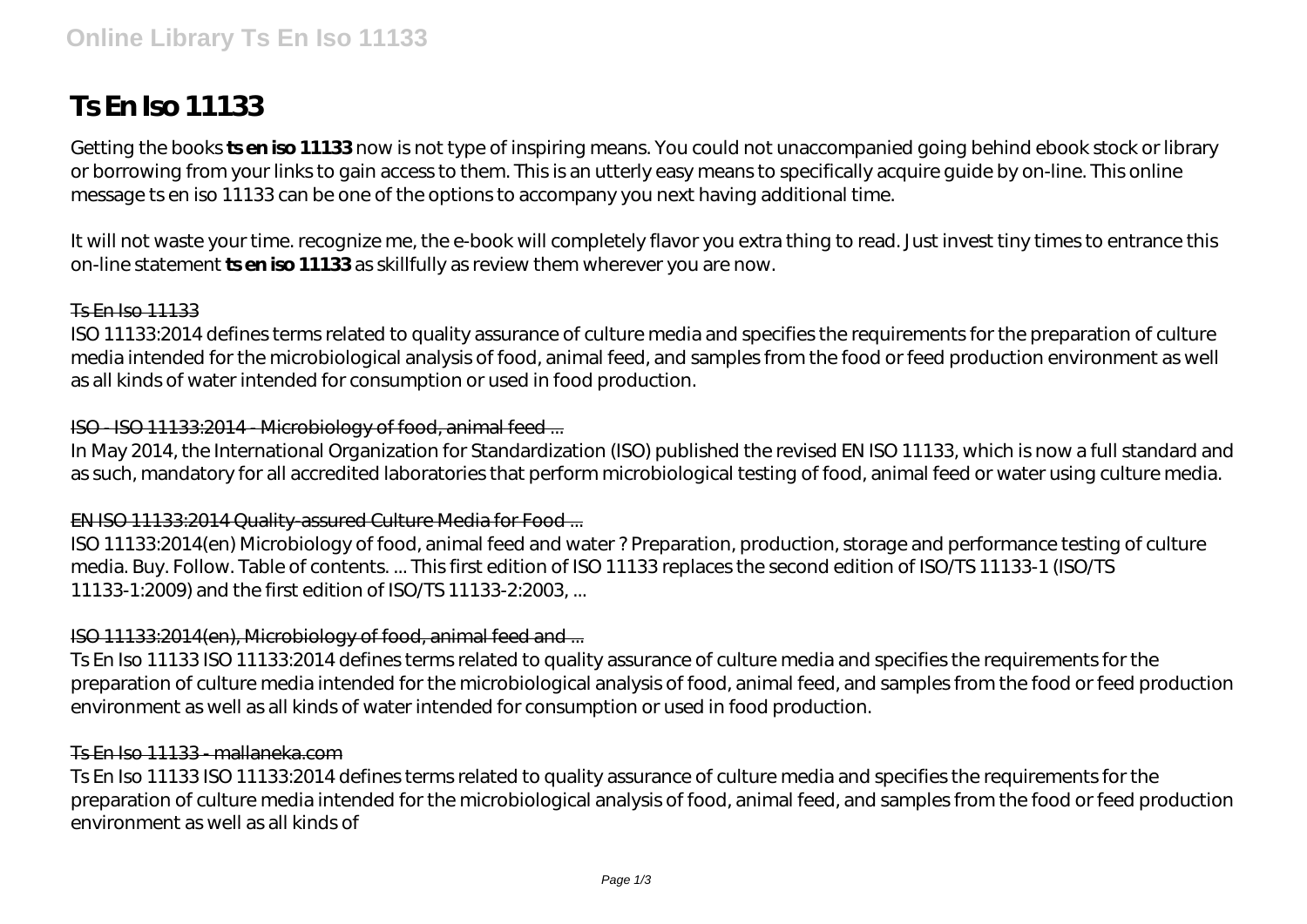# Ts En Iso 11133

Getting the books **ts en iso 11133** now is not type of inspiring means. You could not unaccompanied going behind ebook stock or library or borrowing from your links to gain access to them. This is an utterly easy means to specifically acquire guide by on-line. This online message ts en iso 11133 can be one of the options to accompany you next having additional time.

It will not waste your time. recognize me, the e-book will completely flavor you extra thing to read. Just invest tiny times to entrance this on-line statement **ts en iso 11133** as skillfully as review them wherever you are now.

### Ts En Iso 11133

ISO 11133:2014 defines terms related to quality assurance of culture media and specifies the requirements for the preparation of culture media intended for the microbiological analysis of food, animal feed, and samples from the food or feed production environment as well as all kinds of water intended for consumption or used in food production.

### ISO - ISO 11133:2014 - Microbiology of food, animal feed ...

In May 2014, the International Organization for Standardization (ISO) published the revised EN ISO 11133, which is now a full standard and as such, mandatory for all accredited laboratories that perform microbiological testing of food, animal feed or water using culture media.

### EN ISO 11133:2014 Quality-assured Culture Media for Food ...

ISO 11133:2014(en) Microbiology of food, animal feed and water ? Preparation, production, storage and performance testing of culture media. Buy. Follow. Table of contents. ... This first edition of ISO 11133 replaces the second edition of ISO/TS 11133-1 (ISO/TS 11133-1:2009) and the first edition of ISO/TS 11133-2:2003, ...

### ISO 11133:2014(en), Microbiology of food, animal feed and ...

Ts En Iso 11133 ISO 11133:2014 defines terms related to quality assurance of culture media and specifies the requirements for the preparation of culture media intended for the microbiological analysis of food, animal feed, and samples from the food or feed production environment as well as all kinds of water intended for consumption or used in food production.

### Ts En Iso 11133 - mallaneka.com

Ts En Iso 11133 ISO 11133:2014 defines terms related to quality assurance of culture media and specifies the requirements for the preparation of culture media intended for the microbiological analysis of food, animal feed, and samples from the food or feed production environment as well as all kinds of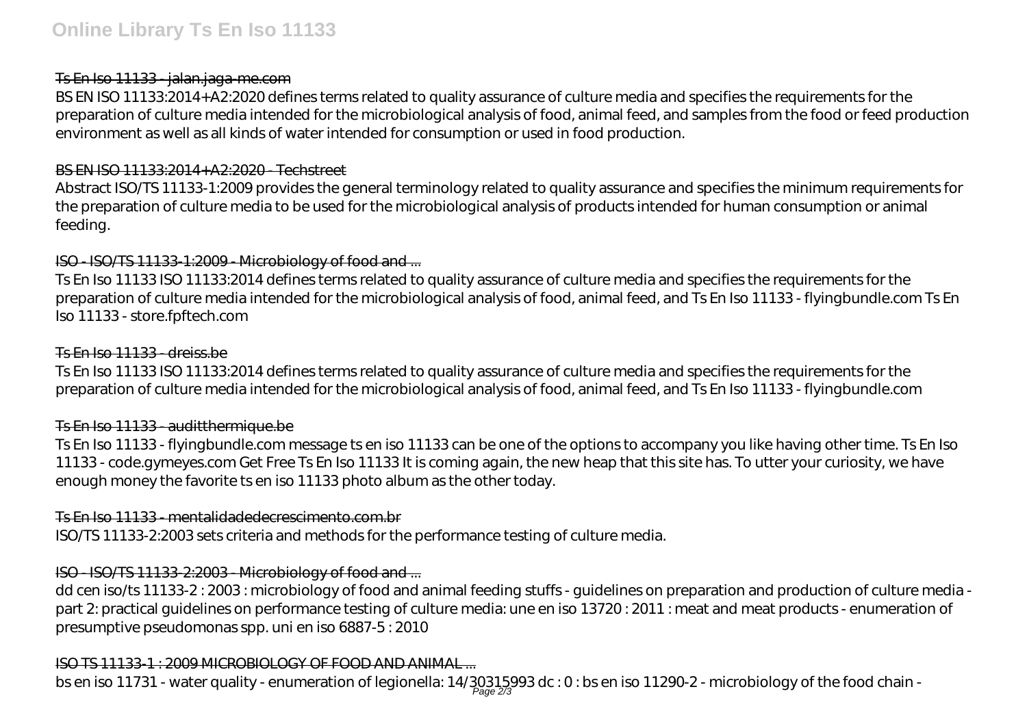### Ts En Iso 11133 - jalan.jaga-me.com

BS EN ISO 11133:2014+A2:2020 defines terms related to quality assurance of culture media and specifies the requirements for the preparation of culture media intended for the microbiological analysis of food, animal feed, and samples from the food or feed production environment as well as all kinds of water intended for consumption or used in food production.

### BS EN ISO 11133:2014+A2:2020 - Techstreet

Abstract ISO/TS 11133-1:2009 provides the general terminology related to quality assurance and specifies the minimum requirements for the preparation of culture media to be used for the microbiological analysis of products intended for human consumption or animal feeding.

### ISO - ISO/TS 11133-1:2009 - Microbiology of food and ...

Ts En Iso 11133 ISO 11133:2014 defines terms related to quality assurance of culture media and specifies the requirements for the preparation of culture media intended for the microbiological analysis of food, animal feed, and Ts En Iso 11133 - flyingbundle.com Ts En Iso 11133 - store.fpftech.com

### Ts En Iso 11133 - dreiss.be

Ts En Iso 11133 ISO 11133:2014 defines terms related to quality assurance of culture media and specifies the requirements for the preparation of culture media intended for the microbiological analysis of food, animal feed, and Ts En Iso 11133 - flyingbundle.com

### Ts En Iso 11133 - auditthermique.be

Ts En Iso 11133 - flyingbundle.com message ts en iso 11133 can be one of the options to accompany you like having other time. Ts En Iso 11133 - code.gymeyes.com Get Free Ts En Iso 11133 It is coming again, the new heap that this site has. To utter your curiosity, we have enough money the favorite ts en iso 11133 photo album as the other today.

### Ts En Iso 11133 - mentalidadedecrescimento.com.br

ISO/TS 11133-2:2003 sets criteria and methods for the performance testing of culture media.

### ISO - ISO/TS 11133-2:2003 - Microbiology of food and ...

dd cen iso/ts 11133-2 : 2003 : microbiology of food and animal feeding stuffs - guidelines on preparation and production of culture media - part 2: practical guidelines on performance testing of culture media: une en iso 13720 : 2011 : meat and meat products - enumeration of presumptive pseudomonas spp. uni en iso 6887-5 : 2010

### ISO TS 11133-1 : 2009 MICROBIOLOGY OF FOOD AND ANIMAL ...

bs en iso 11731 - water quality - enumeration of legionella: 14/30315993 dc : 0 : bs en iso 11290-2 - microbiology of the food chain -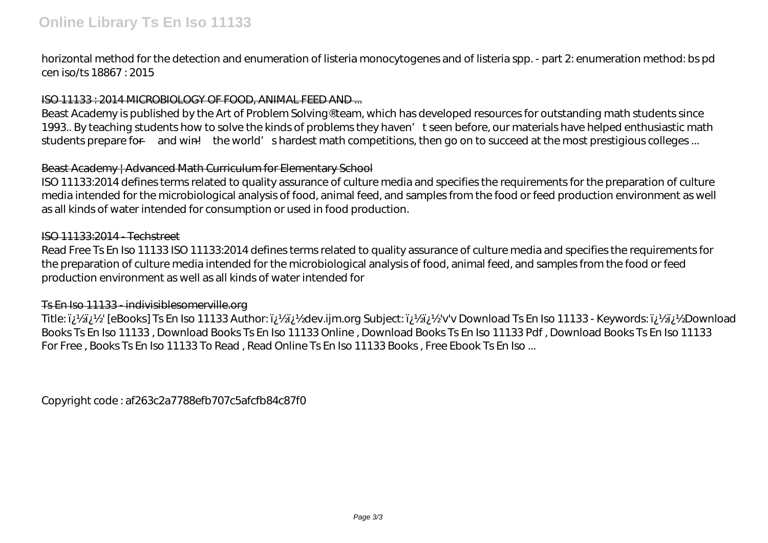horizontal method for the detection and enumeration of listeria monocytogenes and of listeria spp. - part 2: enumeration method: bs pd cen iso/ts 18867 : 2015

ISO 11133 : 2014 MICROBIOLOGY OF FOOD, ANIMAL FEED AND ...

Beast Academy is published by the Art of Problem Solving® team, which has developed resources for outstanding math students since 1993.. By teaching students how to solve the kinds of problems they haven't seen before, our materials have helped enthusiastic math students prepare for —and win!—the world's hardest math competitions, then go on to succeed at the most prestigious colleges ...

Beast Academy | Advanced Math Curriculum for Elementary School

ISO 11133:2014 defines terms related to quality assurance of culture media and specifies the requirements for the preparation of culture media intended for the microbiological analysis of food, animal feed, and samples from the food or feed production environment as well as all kinds of water intended for consumption or used in food production.

ISO 11133:2014 - Techstreet

Read Free Ts En Iso 11133 ISO 11133:2014 defines terms related to quality assurance of culture media and specifies the requirements for the preparation of culture media intended for the microbiological analysis of food, animal feed, and samples from the food or feed production environment as well as all kinds of water intended for

Ts En Iso 11133 - indivisiblesomerville.org

Title: ï¿½ï¿½' [eBooks] Ts En Iso 11133 Author: ï¿½ï¿½dev.ijm.org Subject: ï¿½ï¿½'v'v Download Ts En Iso 11133 - Keywords: ï¿½ï¿½Download Books Ts En Iso 11133 , Download Books Ts En Iso 11133 Online , Download Books Ts En Iso 11133 Pdf , Download Books Ts En Iso 11133 For Free , Books Ts En Iso 11133 To Read , Read Online Ts En Iso 11133 Books , Free Ebook Ts En Iso ...

Copyright code : af263c2a7788efb707c5afcfb84c87f0